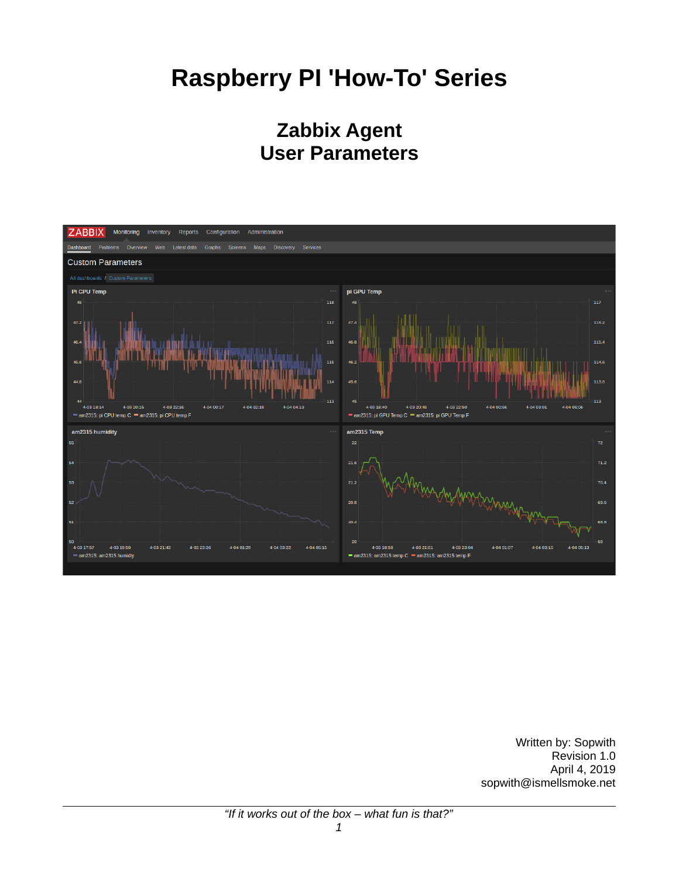# Raspberry PI 'How-To' Series

## Zabbix Agent
## User Parameters

Written by: Sopwith
Revision 1.0
April 4, 2019
sopwith@ismellsmoke.net

*"If it works out of the box – what fun is that?"*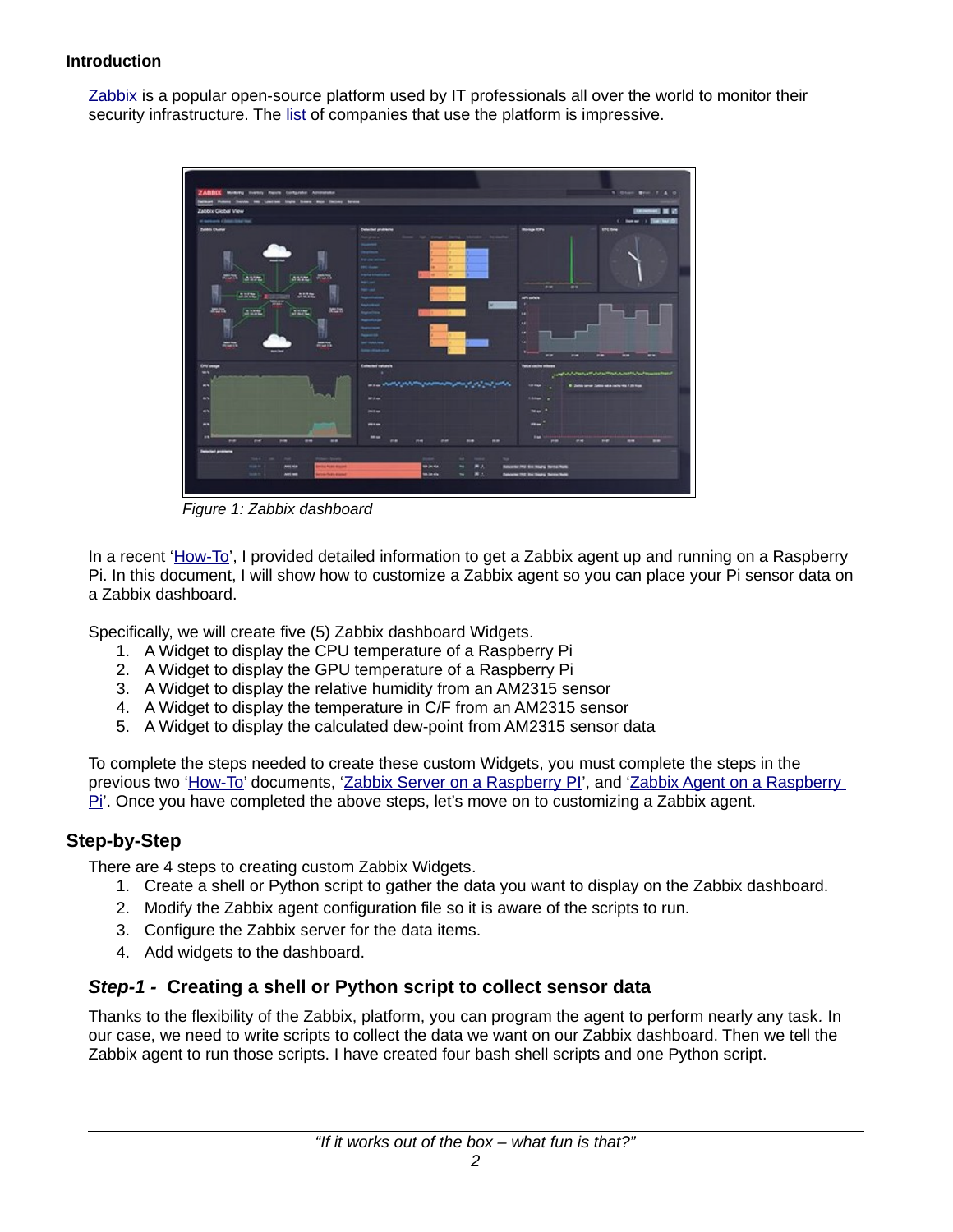**Introduction**

Zabbix is a popular open-source platform used by IT professionals all over the world to monitor their security infrastructure. The list of companies that use the platform is impressive.

*Figure 1: Zabbix dashboard*

In a recent 'How-To', I provided detailed information to get a Zabbix agent up and running on a Raspberry Pi. In this document, I will show how to customize a Zabbix agent so you can place your Pi sensor data on a Zabbix dashboard.

Specifically, we will create five (5) Zabbix dashboard Widgets.

1. A Widget to display the CPU temperature of a Raspberry Pi
2. A Widget to display the GPU temperature of a Raspberry Pi
3. A Widget to display the relative humidity from an AM2315 sensor
4. A Widget to display the temperature in C/F from an AM2315 sensor
5. A Widget to display the calculated dew-point from AM2315 sensor data

To complete the steps needed to create these custom Widgets, you must complete the steps in the previous two 'How-To' documents, 'Zabbix Server on a Raspberry PI', and 'Zabbix Agent on a Raspberry Pi'. Once you have completed the above steps, let's move on to customizing a Zabbix agent.

## Step-by-Step

There are 4 steps to creating custom Zabbix Widgets.

1. Create a shell or Python script to gather the data you want to display on the Zabbix dashboard.
2. Modify the Zabbix agent configuration file so it is aware of the scripts to run.
3. Configure the Zabbix server for the data items.
4. Add widgets to the dashboard.

### *Step-1 -* Creating a shell or Python script to collect sensor data

Thanks to the flexibility of the Zabbix, platform, you can program the agent to perform nearly any task. In our case, we need to write scripts to collect the data we want on our Zabbix dashboard. Then we tell the Zabbix agent to run those scripts. I have created four bash shell scripts and one Python script.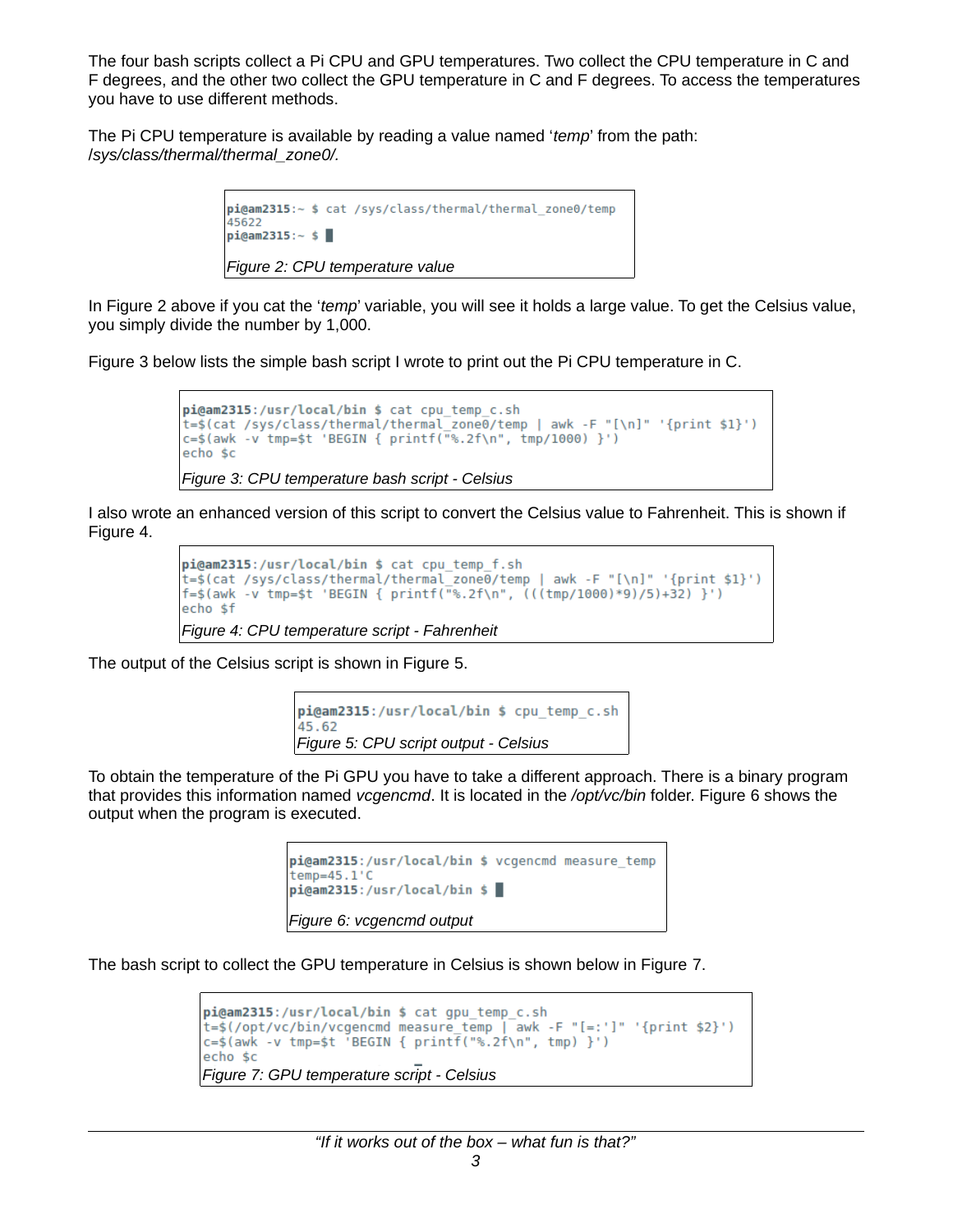The four bash scripts collect a Pi CPU and GPU temperatures. Two collect the CPU temperature in C and F degrees, and the other two collect the GPU temperature in C and F degrees. To access the temperatures you have to use different methods.

The Pi CPU temperature is available by reading a value named '*temp*' from the path: */sys/class/thermal/thermal_zone0/.*

```
pi@am2315:~ $ cat /sys/class/thermal/thermal_zone0/temp
45622
pi@am2315:~ $
```

*Figure 2: CPU temperature value*

In Figure 2 above if you cat the '*temp*' variable, you will see it holds a large value. To get the Celsius value, you simply divide the number by 1,000.

Figure 3 below lists the simple bash script I wrote to print out the Pi CPU temperature in C.

```
pi@am2315:/usr/local/bin $ cat cpu_temp_c.sh
t=$(cat /sys/class/thermal/thermal_zone0/temp | awk -F "[\n]" '{print $1}')
c=$(awk -v tmp=$t 'BEGIN { printf("%.2f\n", tmp/1000) }')
echo $c
```

*Figure 3: CPU temperature bash script - Celsius*

I also wrote an enhanced version of this script to convert the Celsius value to Fahrenheit. This is shown if Figure 4.

```
pi@am2315:/usr/local/bin $ cat cpu_temp_f.sh
t=$(cat /sys/class/thermal/thermal_zone0/temp | awk -F "[\n]" '{print $1}')
f=$(awk -v tmp=$t 'BEGIN { printf("%.2f\n", (((tmp/1000)*9)/5)+32) }')
echo $f
```

*Figure 4: CPU temperature script - Fahrenheit*

The output of the Celsius script is shown in Figure 5.

```
pi@am2315:/usr/local/bin $ cpu_temp_c.sh
45.62
```

*Figure 5: CPU script output - Celsius*

To obtain the temperature of the Pi GPU you have to take a different approach. There is a binary program that provides this information named *vcgencmd*. It is located in the */opt/vc/bin* folder. Figure 6 shows the output when the program is executed.

```
pi@am2315:/usr/local/bin $ vcgencmd measure_temp
temp=45.1'C
pi@am2315:/usr/local/bin $
```

*Figure 6: vcgencmd output*

The bash script to collect the GPU temperature in Celsius is shown below in Figure 7.

```
pi@am2315:/usr/local/bin $ cat gpu_temp_c.sh
t=$(/opt/vc/bin/vcgencmd measure_temp | awk -F "[=:']" '{print $2}')
c=$(awk -v tmp=$t 'BEGIN { printf("%.2f\n", tmp) }')
echo $c
```

*Figure 7: GPU temperature script - Celsius*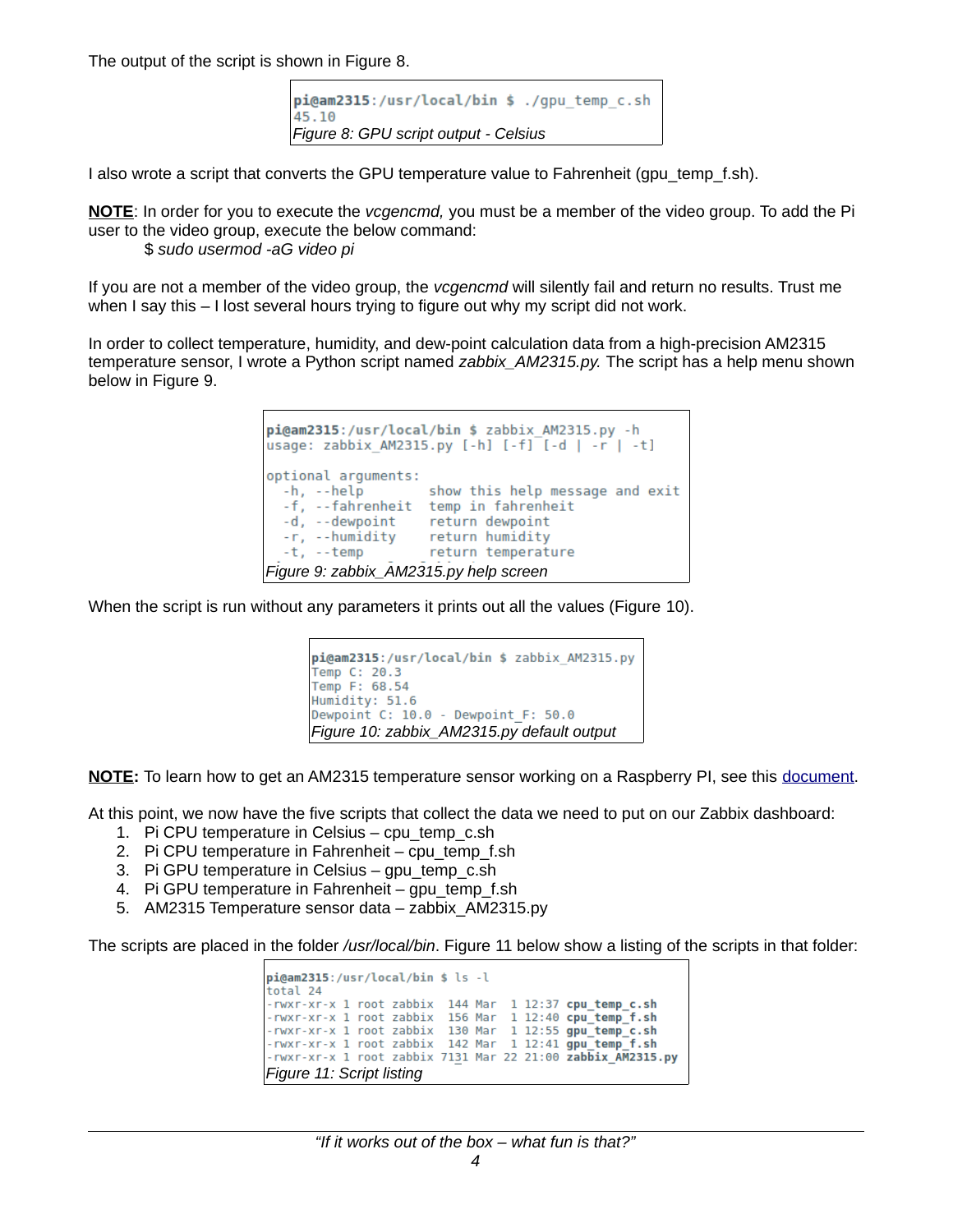The output of the script is shown in Figure 8.

```
pi@am2315:/usr/local/bin $ ./gpu_temp_c.sh
45.10
```

*Figure 8: GPU script output - Celsius*

I also wrote a script that converts the GPU temperature value to Fahrenheit (gpu_temp_f.sh).

**NOTE**: In order for you to execute the *vcgencmd,* you must be a member of the video group. To add the Pi user to the video group, execute the below command:

$ *sudo usermod -aG video pi*

If you are not a member of the video group, the *vcgencmd* will silently fail and return no results. Trust me when I say this – I lost several hours trying to figure out why my script did not work.

In order to collect temperature, humidity, and dew-point calculation data from a high-precision AM2315 temperature sensor, I wrote a Python script named *zabbix_AM2315.py.* The script has a help menu shown below in Figure 9.

```
pi@am2315:/usr/local/bin $ zabbix_AM2315.py -h
usage: zabbix_AM2315.py [-h] [-f] [-d | -r | -t]

optional arguments:
  -h, --help        show this help message and exit
  -f, --fahrenheit  temp in fahrenheit
  -d, --dewpoint    return dewpoint
  -r, --humidity    return humidity
  -t, --temp        return temperature
```

*Figure 9: zabbix_AM2315.py help screen*

When the script is run without any parameters it prints out all the values (Figure 10).

```
pi@am2315:/usr/local/bin $ zabbix_AM2315.py
Temp C: 20.3
Temp F: 68.54
Humidity: 51.6
Dewpoint C: 10.0 - Dewpoint_F: 50.0
```

*Figure 10: zabbix_AM2315.py default output*

**NOTE:** To learn how to get an AM2315 temperature sensor working on a Raspberry PI, see this document.

At this point, we now have the five scripts that collect the data we need to put on our Zabbix dashboard:

1. Pi CPU temperature in Celsius – cpu_temp_c.sh
2. Pi CPU temperature in Fahrenheit – cpu_temp_f.sh
3. Pi GPU temperature in Celsius – gpu_temp_c.sh
4. Pi GPU temperature in Fahrenheit – gpu_temp_f.sh
5. AM2315 Temperature sensor data – zabbix_AM2315.py

The scripts are placed in the folder */usr/local/bin*. Figure 11 below show a listing of the scripts in that folder:

```
pi@am2315:/usr/local/bin $ ls -l
total 24
-rwxr-xr-x 1 root zabbix  144 Mar  1 12:37 cpu_temp_c.sh
-rwxr-xr-x 1 root zabbix  156 Mar  1 12:40 cpu_temp_f.sh
-rwxr-xr-x 1 root zabbix  130 Mar  1 12:55 gpu_temp_c.sh
-rwxr-xr-x 1 root zabbix  142 Mar  1 12:41 gpu_temp_f.sh
-rwxr-xr-x 1 root zabbix 7131 Mar 22 21:00 zabbix_AM2315.py
```

*Figure 11: Script listing*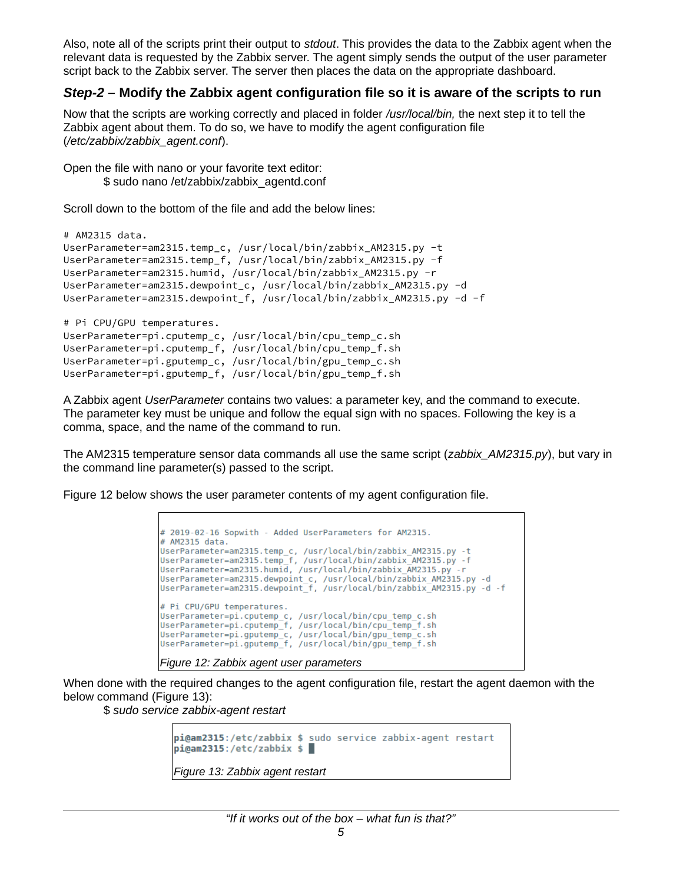Also, note all of the scripts print their output to *stdout*. This provides the data to the Zabbix agent when the relevant data is requested by the Zabbix server. The agent simply sends the output of the user parameter script back to the Zabbix server. The server then places the data on the appropriate dashboard.

### *Step-2* – Modify the Zabbix agent configuration file so it is aware of the scripts to run

Now that the scripts are working correctly and placed in folder */usr/local/bin,* the next step it to tell the Zabbix agent about them. To do so, we have to modify the agent configuration file (*/etc/zabbix/zabbix_agent.conf*).

Open the file with nano or your favorite text editor:

$ sudo nano /et/zabbix/zabbix_agentd.conf

Scroll down to the bottom of the file and add the below lines:

```
# AM2315 data.
UserParameter=am2315.temp_c, /usr/local/bin/zabbix_AM2315.py -t
UserParameter=am2315.temp_f, /usr/local/bin/zabbix_AM2315.py -f
UserParameter=am2315.humid, /usr/local/bin/zabbix_AM2315.py -r
UserParameter=am2315.dewpoint_c, /usr/local/bin/zabbix_AM2315.py -d
UserParameter=am2315.dewpoint_f, /usr/local/bin/zabbix_AM2315.py -d -f

# Pi CPU/GPU temperatures.
UserParameter=pi.cputemp_c, /usr/local/bin/cpu_temp_c.sh
UserParameter=pi.cputemp_f, /usr/local/bin/cpu_temp_f.sh
UserParameter=pi.gputemp_c, /usr/local/bin/gpu_temp_c.sh
UserParameter=pi.gputemp_f, /usr/local/bin/gpu_temp_f.sh
```

A Zabbix agent *UserParameter* contains two values: a parameter key, and the command to execute. The parameter key must be unique and follow the equal sign with no spaces. Following the key is a comma, space, and the name of the command to run.

The AM2315 temperature sensor data commands all use the same script (*zabbix_AM2315.py*), but vary in the command line parameter(s) passed to the script.

Figure 12 below shows the user parameter contents of my agent configuration file.

```
# 2019-02-16 Sopwith - Added UserParameters for AM2315.
# AM2315 data.
UserParameter=am2315.temp_c, /usr/local/bin/zabbix_AM2315.py -t
UserParameter=am2315.temp_f, /usr/local/bin/zabbix_AM2315.py -f
UserParameter=am2315.humid, /usr/local/bin/zabbix_AM2315.py -r
UserParameter=am2315.dewpoint_c, /usr/local/bin/zabbix_AM2315.py -d
UserParameter=am2315.dewpoint_f, /usr/local/bin/zabbix_AM2315.py -d -f

# Pi CPU/GPU temperatures.
UserParameter=pi.cputemp_c, /usr/local/bin/cpu_temp_c.sh
UserParameter=pi.cputemp_f, /usr/local/bin/cpu_temp_f.sh
UserParameter=pi.gputemp_c, /usr/local/bin/gpu_temp_c.sh
UserParameter=pi.gputemp_f, /usr/local/bin/gpu_temp_f.sh
```

*Figure 12: Zabbix agent user parameters*

When done with the required changes to the agent configuration file, restart the agent daemon with the below command (Figure 13):

$ *sudo service zabbix-agent restart*

```
pi@am2315:/etc/zabbix $ sudo service zabbix-agent restart
pi@am2315:/etc/zabbix $ 
```

*Figure 13: Zabbix agent restart*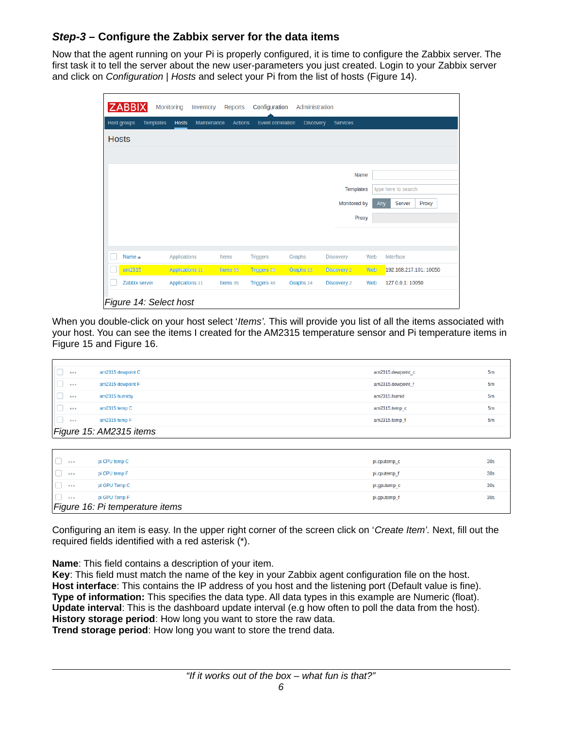### *Step-3* – Configure the Zabbix server for the data items

Now that the agent running on your Pi is properly configured, it is time to configure the Zabbix server. The first task it to tell the server about the new user-parameters you just created. Login to your Zabbix server and click on *Configuration* | *Hosts* and select your Pi from the list of hosts (Figure 14).

| Name ▲ | Applications | Items | Triggers | Graphs | Discovery | Web | Interface |
|---|---|---|---|---|---|---|---|
| am2315 | Applications 11 | Items 55 | Triggers 20 | Graphs 13 | Discovery 2 | Web | 192.168.217.101: 10050 |
| Zabbix server | Applications 11 | Items 85 | Triggers 48 | Graphs 14 | Discovery 2 | Web | 127.0.0.1: 10050 |

*Figure 14: Select host*

When you double-click on your host select '*Items'*. This will provide you list of all the items associated with your host. You can see the items I created for the AM2315 temperature sensor and Pi temperature items in Figure 15 and Figure 16.

| Name | Key | Interval |
|---|---|---|
| am2315 dewpoint C | am2315.dewpoint_c | 5m |
| am2315 dewpoint F | am2315.dewpoint_f | 5m |
| am2315 humidiy | am2315.humid | 5m |
| am2315 temp C | am2315.temp_c | 5m |
| am2315 temp F | am2315.temp_f | 5m |

*Figure 15: AM2315 items*

| Name | Key | Interval |
|---|---|---|
| pi CPU temp C | pi.cputemp_c | 30s |
| pi CPU temp F | pi.cputemp_f | 30s |
| pi GPU Temp C | pi.gputemp_c | 30s |
| pi GPU Temp F | pi.gputemp_f | 30s |

*Figure 16: Pi temperature items*

Configuring an item is easy. In the upper right corner of the screen click on '*Create Item'.* Next, fill out the required fields identified with a red asterisk (*).

**Name**: This field contains a description of your item.
**Key**: This field must match the name of the key in your Zabbix agent configuration file on the host.
**Host interface**: This contains the IP address of you host and the listening port (Default value is fine).
**Type of information:** This specifies the data type. All data types in this example are Numeric (float).
**Update interval**: This is the dashboard update interval (e.g how often to poll the data from the host).
**History storage period**: How long you want to store the raw data.
**Trend storage period**: How long you want to store the trend data.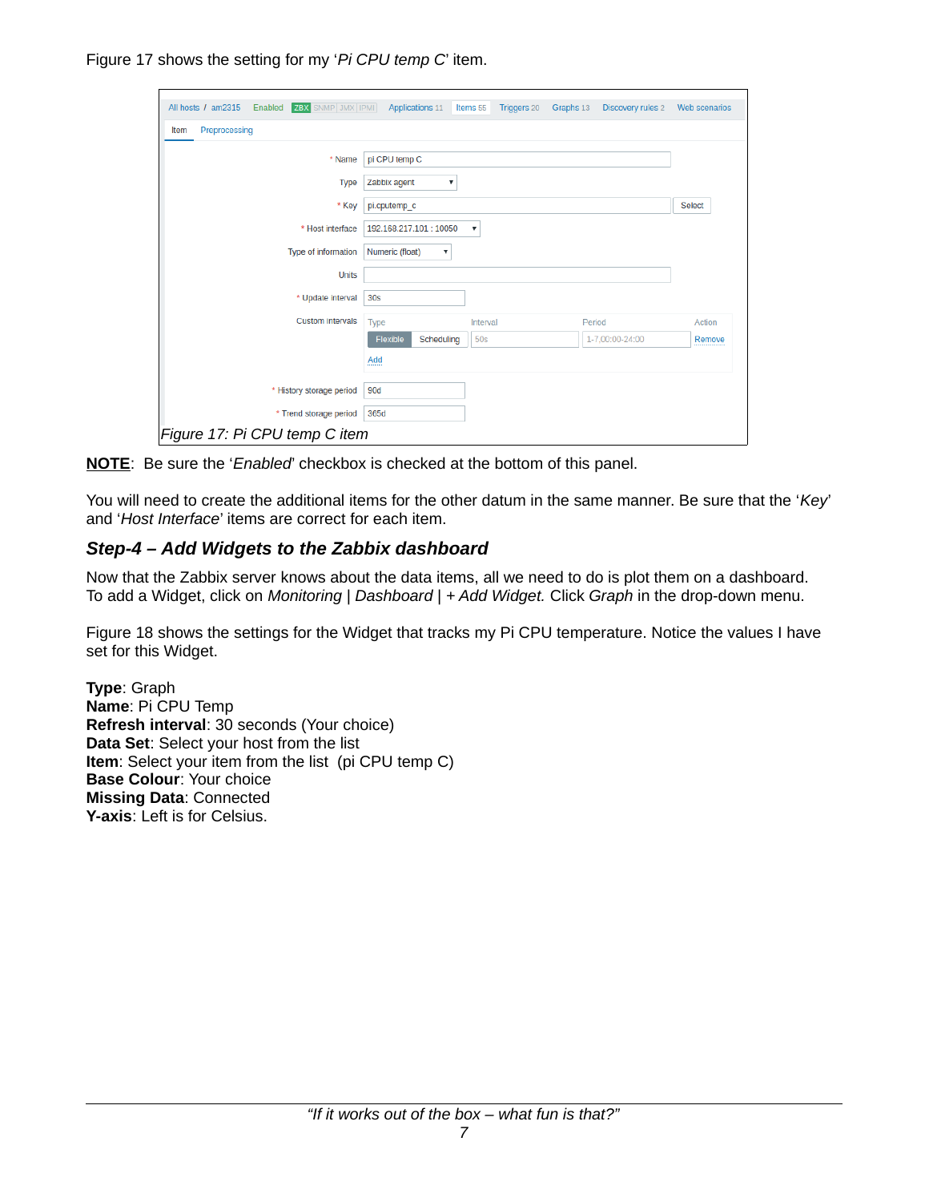Figure 17 shows the setting for my '*Pi CPU temp C*' item.

*Figure 17: Pi CPU temp C item*

**NOTE**: Be sure the '*Enabled*' checkbox is checked at the bottom of this panel.

You will need to create the additional items for the other datum in the same manner. Be sure that the '*Key*' and '*Host Interface*' items are correct for each item.

### *Step-4 – Add Widgets to the Zabbix dashboard*

Now that the Zabbix server knows about the data items, all we need to do is plot them on a dashboard. To add a Widget, click on *Monitoring* | *Dashboard* | *+ Add Widget.* Click *Graph* in the drop-down menu.

Figure 18 shows the settings for the Widget that tracks my Pi CPU temperature. Notice the values I have set for this Widget.

**Type**: Graph
**Name**: Pi CPU Temp
**Refresh interval**: 30 seconds (Your choice)
**Data Set**: Select your host from the list
**Item**: Select your item from the list (pi CPU temp C)
**Base Colour**: Your choice
**Missing Data**: Connected
**Y-axis**: Left is for Celsius.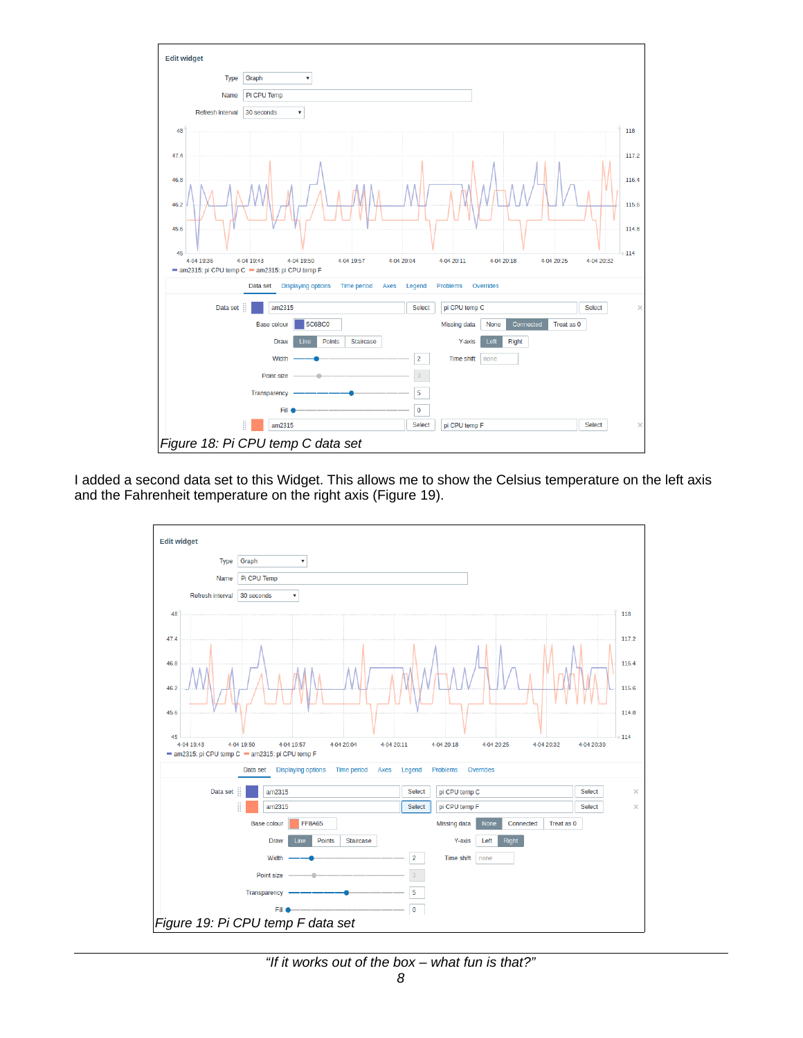*Figure 18: Pi CPU temp C data set*

I added a second data set to this Widget. This allows me to show the Celsius temperature on the left axis and the Fahrenheit temperature on the right axis (Figure 19).

*Figure 19: Pi CPU temp F data set*

---

*"If it works out of the box – what fun is that?"*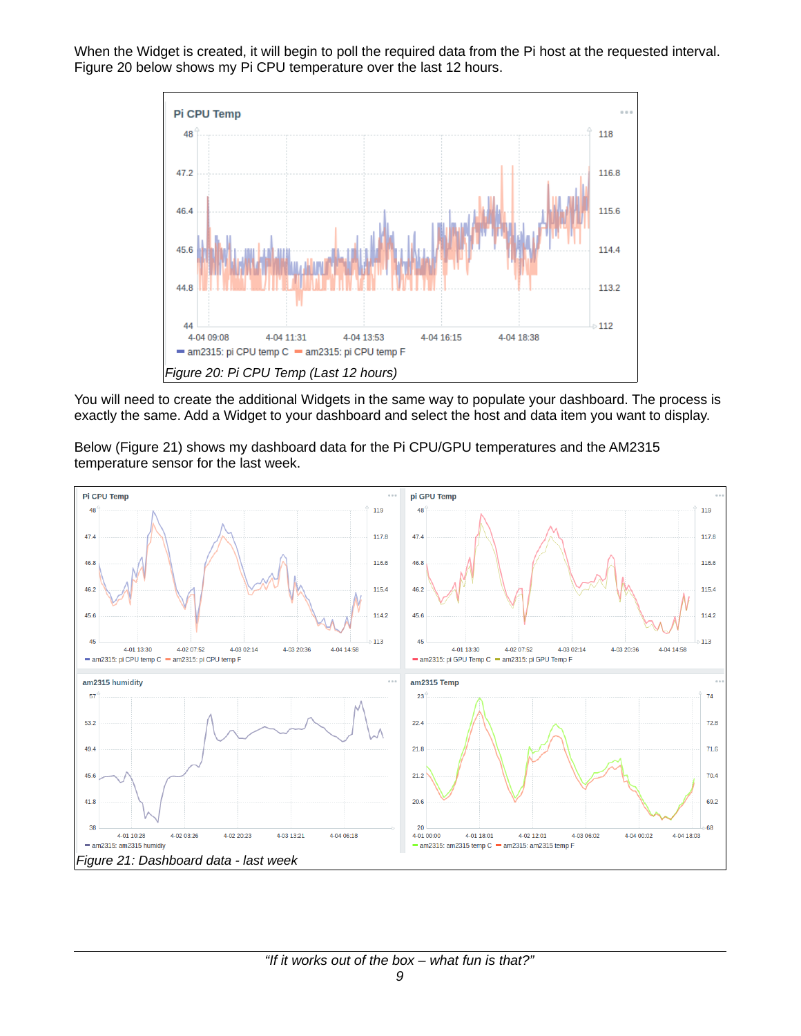When the Widget is created, it will begin to poll the required data from the Pi host at the requested interval. Figure 20 below shows my Pi CPU temperature over the last 12 hours.

*Figure 20: Pi CPU Temp (Last 12 hours)*

You will need to create the additional Widgets in the same way to populate your dashboard. The process is exactly the same. Add a Widget to your dashboard and select the host and data item you want to display.

Below (Figure 21) shows my dashboard data for the Pi CPU/GPU temperatures and the AM2315 temperature sensor for the last week.

*Figure 21: Dashboard data - last week*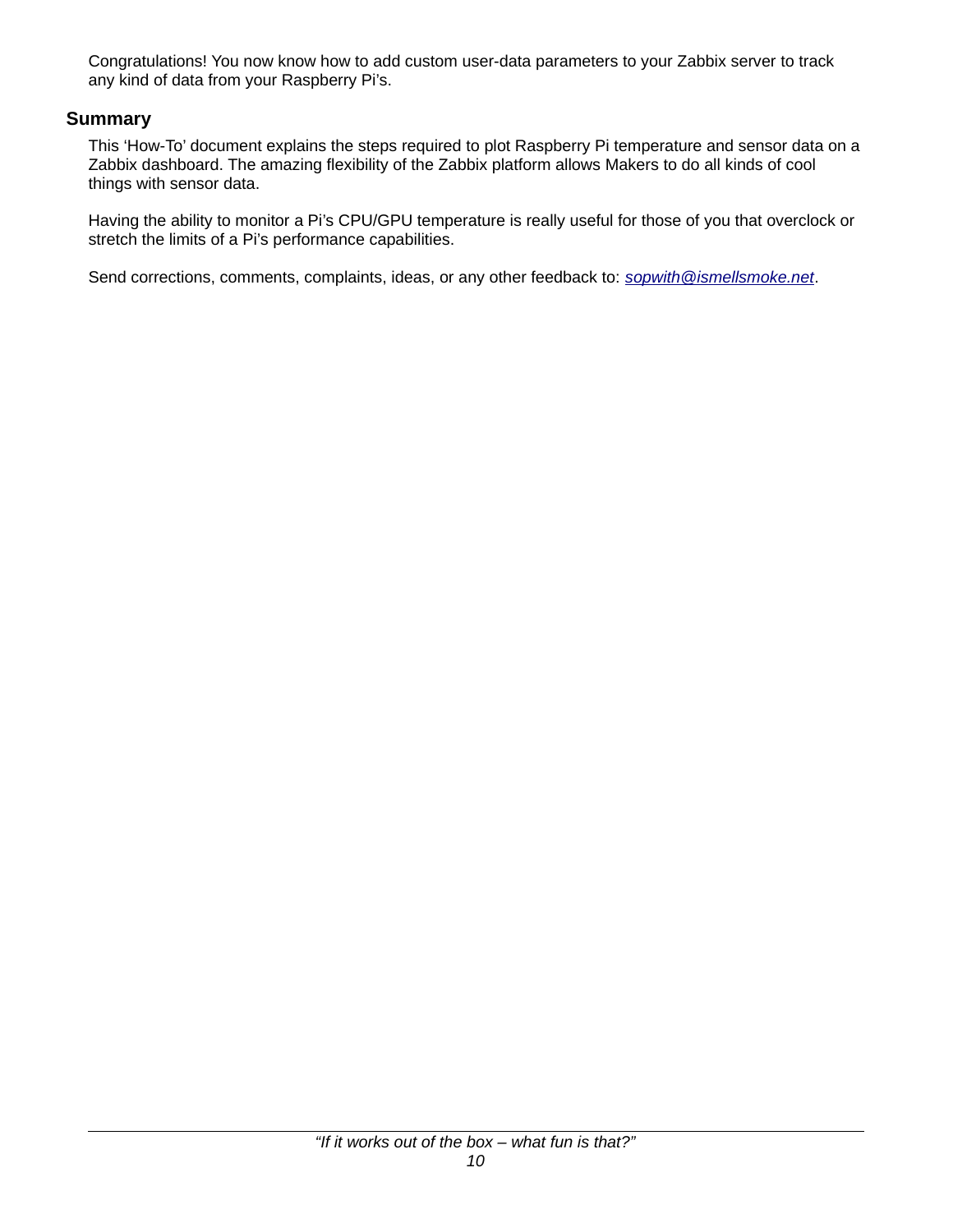Congratulations! You now know how to add custom user-data parameters to your Zabbix server to track any kind of data from your Raspberry Pi's.

## Summary

This 'How-To' document explains the steps required to plot Raspberry Pi temperature and sensor data on a Zabbix dashboard. The amazing flexibility of the Zabbix platform allows Makers to do all kinds of cool things with sensor data.

Having the ability to monitor a Pi's CPU/GPU temperature is really useful for those of you that overclock or stretch the limits of a Pi's performance capabilities.

Send corrections, comments, complaints, ideas, or any other feedback to: *sopwith@ismellsmoke.net*.